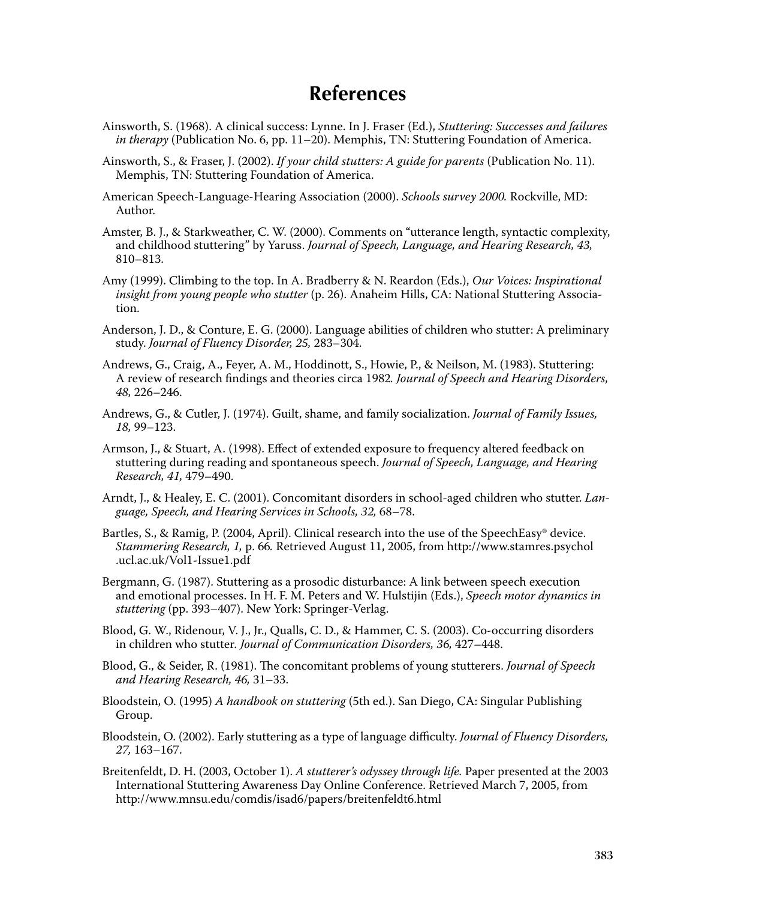# References

Ainsworth, S. (1968). A clinical success: Lynne. In J. Fraser (Ed.), *Stuttering: Successes and failures in therapy* (Publication No. 6, pp. 11–20). Memphis, TN: Stuttering Foundation of America.

Ainsworth, S., & Fraser, J. (2002). *If your child stutters: A guide for parents* (Publication No. 11). Memphis, TN: Stuttering Foundation of America.

American Speech-Language-Hearing Association (2000). *Schools survey 2000.* Rockville, MD: Author.

Amster, B. J., & Starkweather, C. W. (2000). Comments on "utterance length, syntactic complexity, and childhood stuttering" by Yaruss. *Journal of Speech, Language, and Hearing Research, 43,* 810–813.

Amy (1999). Climbing to the top. In A. Bradberry & N. Reardon (Eds.), *Our Voices: Inspirational insight from young people who stutter* (p. 26). Anaheim Hills, CA: National Stuttering Association.

Anderson, J. D., & Conture, E. G. (2000). Language abilities of children who stutter: A preliminary study. *Journal of Fluency Disorder, 25,* 283–304.

Andrews, G., Craig, A., Feyer, A. M., Hoddinott, S., Howie, P., & Neilson, M. (1983). Stuttering: A review of research findings and theories circa 1982*. Journal of Speech and Hearing Disorders, 48,* 226–246.

Andrews, G., & Cutler, J. (1974). Guilt, shame, and family socialization. *Journal of Family Issues, 18,* 99–123.

Armson, J., & Stuart, A. (1998). Effect of extended exposure to frequency altered feedback on stuttering during reading and spontaneous speech. *Journal of Speech, Language, and Hearing Research, 41,* 479–490.

Arndt, J., & Healey, E. C. (2001). Concomitant disorders in school-aged children who stutter. *Language, Speech, and Hearing Services in Schools, 32,* 68–78.

Bartles, S., & Ramig, P. (2004, April). Clinical research into the use of the SpeechEasy® device. *Stammering Research, 1,* p. 66*.* Retrieved August 11, 2005, from http://www.stamres.psychol.ucl.ac.uk/Vol1-Issue1.pdf

Bergmann, G. (1987). Stuttering as a prosodic disturbance: A link between speech execution and emotional processes. In H. F. M. Peters and W. Hulstijin (Eds.), *Speech motor dynamics in stuttering* (pp. 393–407). New York: Springer-Verlag.

Blood, G. W., Ridenour, V. J., Jr., Qualls, C. D., & Hammer, C. S. (2003). Co-occurring disorders in children who stutter. *Journal of Communication Disorders, 36,* 427–448.

Blood, G., & Seider, R. (1981). The concomitant problems of young stutterers. *Journal of Speech and Hearing Research, 46,* 31–33.

Bloodstein, O. (1995) *A handbook on stuttering* (5th ed.). San Diego, CA: Singular Publishing Group.

Bloodstein, O. (2002). Early stuttering as a type of language difficulty. *Journal of Fluency Disorders, 27,* 163–167.

Breitenfeldt, D. H. (2003, October 1). *A stutterer's odyssey through life.* Paper presented at the 2003 International Stuttering Awareness Day Online Conference. Retrieved March 7, 2005, from http://www.mnsu.edu/comdis/isad6/papers/breitenfeldt6.html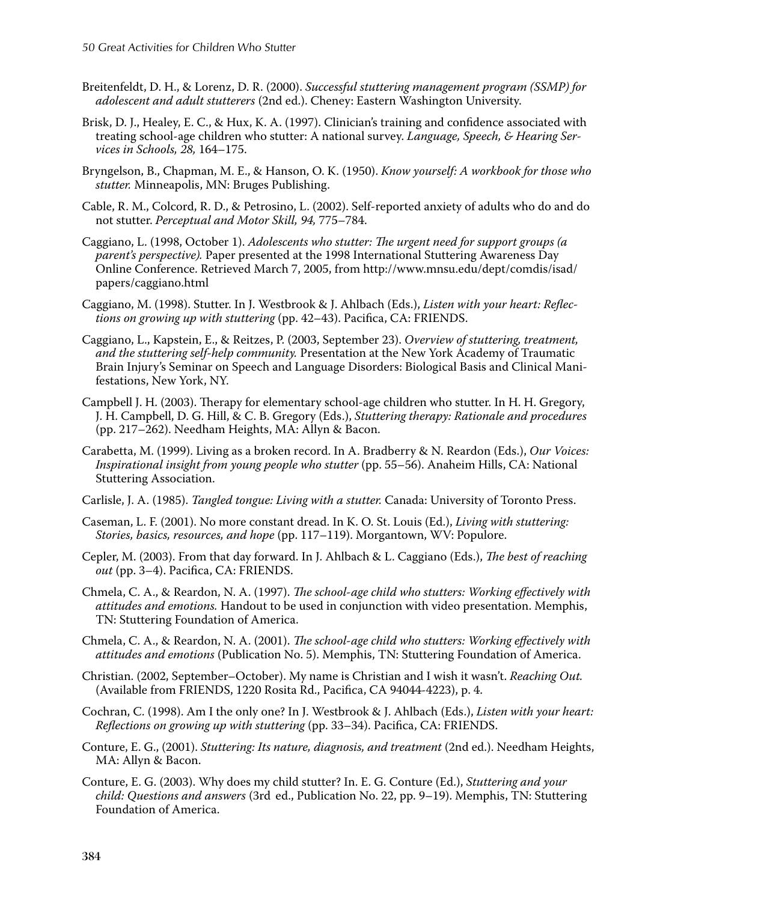Breitenfeldt, D. H., & Lorenz, D. R. (2000). *Successful stuttering management program (SSMP) for adolescent and adult stutterers* (2nd ed.). Cheney: Eastern Washington University.

Brisk, D. J., Healey, E. C., & Hux, K. A. (1997). Clinician's training and confidence associated with treating school-age children who stutter: A national survey. *Language, Speech, & Hearing Services in Schools, 28,* 164–175.

Bryngelson, B., Chapman, M. E., & Hanson, O. K. (1950). *Know yourself: A workbook for those who stutter.* Minneapolis, MN: Bruges Publishing.

Cable, R. M., Colcord, R. D., & Petrosino, L. (2002). Self-reported anxiety of adults who do and do not stutter. *Perceptual and Motor Skill, 94,* 775–784.

Caggiano, L. (1998, October 1). *Adolescents who stutter: The urgent need for support groups (a parent's perspective).* Paper presented at the 1998 International Stuttering Awareness Day Online Conference. Retrieved March 7, 2005, from http://www.mnsu.edu/dept/comdis/isad/papers/caggiano.html

Caggiano, M. (1998). Stutter. In J. Westbrook & J. Ahlbach (Eds.), *Listen with your heart: Reflections on growing up with stuttering* (pp. 42–43). Pacifica, CA: FRIENDS.

Caggiano, L., Kapstein, E., & Reitzes, P. (2003, September 23). *Overview of stuttering, treatment, and the stuttering self-help community.* Presentation at the New York Academy of Traumatic Brain Injury's Seminar on Speech and Language Disorders: Biological Basis and Clinical Manifestations, New York, NY.

Campbell J. H. (2003). Therapy for elementary school-age children who stutter. In H. H. Gregory, J. H. Campbell, D. G. Hill, & C. B. Gregory (Eds.), *Stuttering therapy: Rationale and procedures* (pp. 217–262). Needham Heights, MA: Allyn & Bacon.

Carabetta, M. (1999). Living as a broken record. In A. Bradberry & N. Reardon (Eds.), *Our Voices: Inspirational insight from young people who stutter* (pp. 55–56). Anaheim Hills, CA: National Stuttering Association.

Carlisle, J. A. (1985). *Tangled tongue: Living with a stutter.* Canada: University of Toronto Press.

Caseman, L. F. (2001). No more constant dread. In K. O. St. Louis (Ed.), *Living with stuttering: Stories, basics, resources, and hope* (pp. 117–119). Morgantown, WV: Populore.

Cepler, M. (2003). From that day forward. In J. Ahlbach & L. Caggiano (Eds.), *The best of reaching out* (pp. 3–4). Pacifica, CA: FRIENDS.

Chmela, C. A., & Reardon, N. A. (1997). *The school-age child who stutters: Working effectively with attitudes and emotions.* Handout to be used in conjunction with video presentation. Memphis, TN: Stuttering Foundation of America.

Chmela, C. A., & Reardon, N. A. (2001). *The school-age child who stutters: Working effectively with attitudes and emotions* (Publication No. 5). Memphis, TN: Stuttering Foundation of America.

Christian. (2002, September–October). My name is Christian and I wish it wasn't. *Reaching Out.* (Available from FRIENDS, 1220 Rosita Rd., Pacifica, CA 94044-4223), p. 4.

Cochran, C. (1998). Am I the only one? In J. Westbrook & J. Ahlbach (Eds.), *Listen with your heart: Reflections on growing up with stuttering* (pp. 33–34). Pacifica, CA: FRIENDS.

Conture, E. G., (2001). *Stuttering: Its nature, diagnosis, and treatment* (2nd ed.). Needham Heights, MA: Allyn & Bacon.

Conture, E. G. (2003). Why does my child stutter? In. E. G. Conture (Ed.), *Stuttering and your child: Questions and answers* (3rd ed., Publication No. 22, pp. 9–19). Memphis, TN: Stuttering Foundation of America.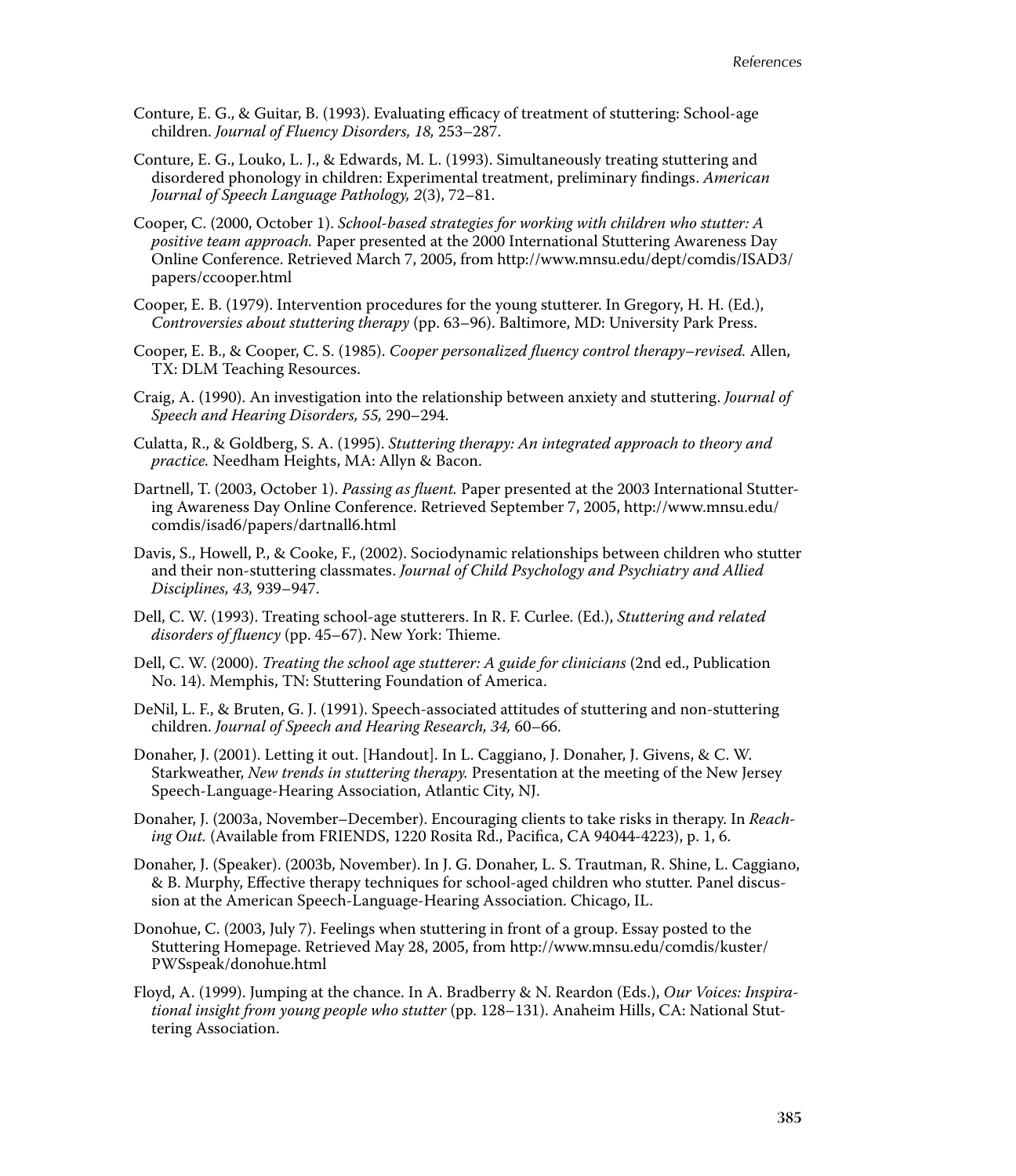Conture, E. G., & Guitar, B. (1993). Evaluating efficacy of treatment of stuttering: School-age children. *Journal of Fluency Disorders, 18,* 253–287.

Conture, E. G., Louko, L. J., & Edwards, M. L. (1993). Simultaneously treating stuttering and disordered phonology in children: Experimental treatment, preliminary findings. *American Journal of Speech Language Pathology, 2*(3), 72–81.

Cooper, C. (2000, October 1). *School-based strategies for working with children who stutter: A positive team approach.* Paper presented at the 2000 International Stuttering Awareness Day Online Conference. Retrieved March 7, 2005, from http://www.mnsu.edu/dept/comdis/ISAD3/papers/ccooper.html

Cooper, E. B. (1979). Intervention procedures for the young stutterer. In Gregory, H. H. (Ed.), *Controversies about stuttering therapy* (pp. 63–96). Baltimore, MD: University Park Press.

Cooper, E. B., & Cooper, C. S. (1985). *Cooper personalized fluency control therapy–revised.* Allen, TX: DLM Teaching Resources.

Craig, A. (1990). An investigation into the relationship between anxiety and stuttering. *Journal of Speech and Hearing Disorders, 55,* 290–294.

Culatta, R., & Goldberg, S. A. (1995). *Stuttering therapy: An integrated approach to theory and practice.* Needham Heights, MA: Allyn & Bacon.

Dartnell, T. (2003, October 1). *Passing as fluent.* Paper presented at the 2003 International Stuttering Awareness Day Online Conference. Retrieved September 7, 2005, http://www.mnsu.edu/comdis/isad6/papers/dartnall6.html

Davis, S., Howell, P., & Cooke, F., (2002). Sociodynamic relationships between children who stutter and their non-stuttering classmates. *Journal of Child Psychology and Psychiatry and Allied Disciplines, 43,* 939–947.

Dell, C. W. (1993). Treating school-age stutterers. In R. F. Curlee. (Ed.), *Stuttering and related disorders of fluency* (pp. 45–67). New York: Thieme.

Dell, C. W. (2000). *Treating the school age stutterer: A guide for clinicians* (2nd ed., Publication No. 14). Memphis, TN: Stuttering Foundation of America.

DeNil, L. F., & Bruten, G. J. (1991). Speech-associated attitudes of stuttering and non-stuttering children. *Journal of Speech and Hearing Research, 34,* 60–66.

Donaher, J. (2001). Letting it out. [Handout]. In L. Caggiano, J. Donaher, J. Givens, & C. W. Starkweather, *New trends in stuttering therapy.* Presentation at the meeting of the New Jersey Speech-Language-Hearing Association, Atlantic City, NJ.

Donaher, J. (2003a, November–December). Encouraging clients to take risks in therapy. In *Reaching Out.* (Available from FRIENDS, 1220 Rosita Rd., Pacifica, CA 94044-4223), p. 1, 6.

Donaher, J. (Speaker). (2003b, November). In J. G. Donaher, L. S. Trautman, R. Shine, L. Caggiano, & B. Murphy, Effective therapy techniques for school-aged children who stutter. Panel discussion at the American Speech-Language-Hearing Association. Chicago, IL.

Donohue, C. (2003, July 7). Feelings when stuttering in front of a group. Essay posted to the Stuttering Homepage. Retrieved May 28, 2005, from http://www.mnsu.edu/comdis/kuster/PWSspeak/donohue.html

Floyd, A. (1999). Jumping at the chance. In A. Bradberry & N. Reardon (Eds.), *Our Voices: Inspirational insight from young people who stutter* (pp. 128–131). Anaheim Hills, CA: National Stuttering Association.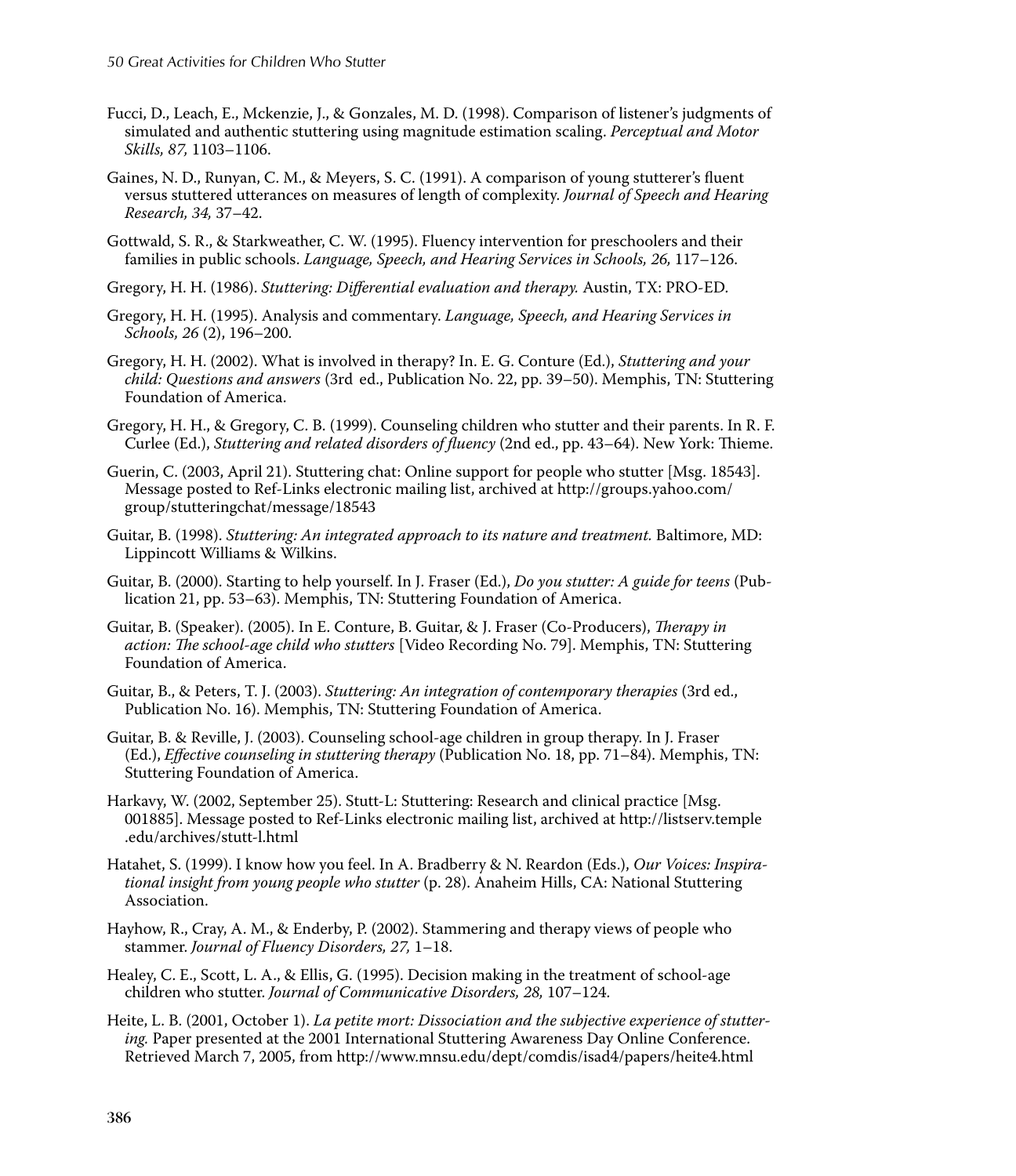Fucci, D., Leach, E., Mckenzie, J., & Gonzales, M. D. (1998). Comparison of listener's judgments of simulated and authentic stuttering using magnitude estimation scaling. *Perceptual and Motor Skills, 87,* 1103–1106.

Gaines, N. D., Runyan, C. M., & Meyers, S. C. (1991). A comparison of young stutterer's fluent versus stuttered utterances on measures of length of complexity. *Journal of Speech and Hearing Research, 34,* 37–42.

Gottwald, S. R., & Starkweather, C. W. (1995). Fluency intervention for preschoolers and their families in public schools. *Language, Speech, and Hearing Services in Schools, 26,* 117–126.

Gregory, H. H. (1986). *Stuttering: Differential evaluation and therapy.* Austin, TX: PRO-ED.

Gregory, H. H. (1995). Analysis and commentary. *Language, Speech, and Hearing Services in Schools, 26* (2), 196–200.

Gregory, H. H. (2002). What is involved in therapy? In. E. G. Conture (Ed.), *Stuttering and your child: Questions and answers* (3rd ed., Publication No. 22, pp. 39–50). Memphis, TN: Stuttering Foundation of America.

Gregory, H. H., & Gregory, C. B. (1999). Counseling children who stutter and their parents. In R. F. Curlee (Ed.), *Stuttering and related disorders of fluency* (2nd ed., pp. 43–64). New York: Thieme.

Guerin, C. (2003, April 21). Stuttering chat: Online support for people who stutter [Msg. 18543]. Message posted to Ref-Links electronic mailing list, archived at http://groups.yahoo.com/group/stutteringchat/message/18543

Guitar, B. (1998). *Stuttering: An integrated approach to its nature and treatment.* Baltimore, MD: Lippincott Williams & Wilkins.

Guitar, B. (2000). Starting to help yourself. In J. Fraser (Ed.), *Do you stutter: A guide for teens* (Publication 21, pp. 53–63). Memphis, TN: Stuttering Foundation of America.

Guitar, B. (Speaker). (2005). In E. Conture, B. Guitar, & J. Fraser (Co-Producers), *Therapy in action: The school-age child who stutters* [Video Recording No. 79]. Memphis, TN: Stuttering Foundation of America.

Guitar, B., & Peters, T. J. (2003). *Stuttering: An integration of contemporary therapies* (3rd ed., Publication No. 16). Memphis, TN: Stuttering Foundation of America.

Guitar, B. & Reville, J. (2003). Counseling school-age children in group therapy. In J. Fraser (Ed.), *Effective counseling in stuttering therapy* (Publication No. 18, pp. 71–84). Memphis, TN: Stuttering Foundation of America.

Harkavy, W. (2002, September 25). Stutt-L: Stuttering: Research and clinical practice [Msg. 001885]. Message posted to Ref-Links electronic mailing list, archived at http://listserv.temple.edu/archives/stutt-l.html

Hatahet, S. (1999). I know how you feel. In A. Bradberry & N. Reardon (Eds.), *Our Voices: Inspirational insight from young people who stutter* (p. 28). Anaheim Hills, CA: National Stuttering Association.

Hayhow, R., Cray, A. M., & Enderby, P. (2002). Stammering and therapy views of people who stammer. *Journal of Fluency Disorders, 27,* 1–18.

Healey, C. E., Scott, L. A., & Ellis, G. (1995). Decision making in the treatment of school-age children who stutter. *Journal of Communicative Disorders, 28,* 107–124.

Heite, L. B. (2001, October 1). *La petite mort: Dissociation and the subjective experience of stuttering.* Paper presented at the 2001 International Stuttering Awareness Day Online Conference. Retrieved March 7, 2005, from http://www.mnsu.edu/dept/comdis/isad4/papers/heite4.html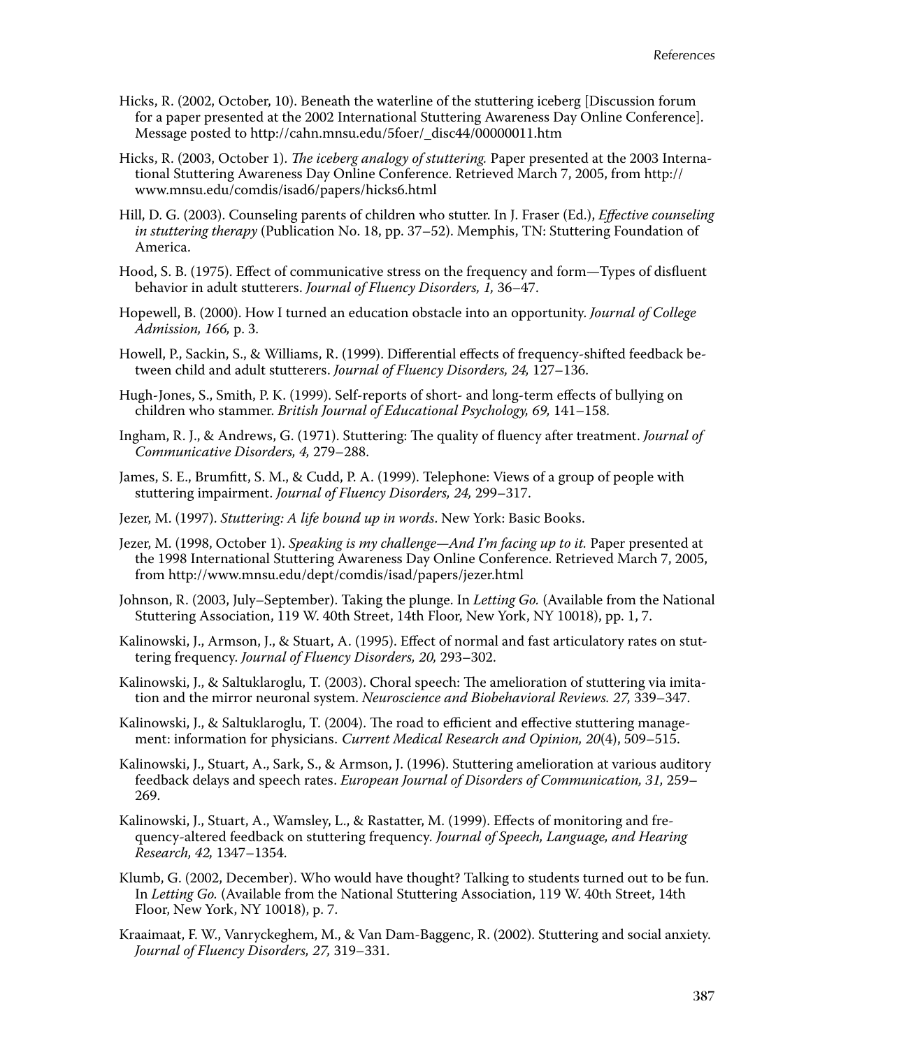Hicks, R. (2002, October, 10). Beneath the waterline of the stuttering iceberg [Discussion forum for a paper presented at the 2002 International Stuttering Awareness Day Online Conference]. Message posted to http://cahn.mnsu.edu/5foer/_disc44/00000011.htm

Hicks, R. (2003, October 1). *The iceberg analogy of stuttering.* Paper presented at the 2003 International Stuttering Awareness Day Online Conference. Retrieved March 7, 2005, from http://www.mnsu.edu/comdis/isad6/papers/hicks6.html

Hill, D. G. (2003). Counseling parents of children who stutter. In J. Fraser (Ed.), *Effective counseling in stuttering therapy* (Publication No. 18, pp. 37–52). Memphis, TN: Stuttering Foundation of America.

Hood, S. B. (1975). Effect of communicative stress on the frequency and form—Types of disfluent behavior in adult stutterers. *Journal of Fluency Disorders, 1,* 36–47.

Hopewell, B. (2000). How I turned an education obstacle into an opportunity. *Journal of College Admission, 166,* p. 3.

Howell, P., Sackin, S., & Williams, R. (1999). Differential effects of frequency-shifted feedback between child and adult stutterers. *Journal of Fluency Disorders, 24,* 127–136.

Hugh-Jones, S., Smith, P. K. (1999). Self-reports of short- and long-term effects of bullying on children who stammer. *British Journal of Educational Psychology, 69,* 141–158.

Ingham, R. J., & Andrews, G. (1971). Stuttering: The quality of fluency after treatment. *Journal of Communicative Disorders, 4,* 279–288.

James, S. E., Brumfitt, S. M., & Cudd, P. A. (1999). Telephone: Views of a group of people with stuttering impairment. *Journal of Fluency Disorders, 24,* 299–317.

Jezer, M. (1997). *Stuttering: A life bound up in words.* New York: Basic Books.

Jezer, M. (1998, October 1). *Speaking is my challenge—And I'm facing up to it.* Paper presented at the 1998 International Stuttering Awareness Day Online Conference. Retrieved March 7, 2005, from http://www.mnsu.edu/dept/comdis/isad/papers/jezer.html

Johnson, R. (2003, July–September). Taking the plunge. In *Letting Go.* (Available from the National Stuttering Association, 119 W. 40th Street, 14th Floor, New York, NY 10018), pp. 1, 7.

Kalinowski, J., Armson, J., & Stuart, A. (1995). Effect of normal and fast articulatory rates on stuttering frequency. *Journal of Fluency Disorders, 20,* 293–302.

Kalinowski, J., & Saltuklaroglu, T. (2003). Choral speech: The amelioration of stuttering via imitation and the mirror neuronal system. *Neuroscience and Biobehavioral Reviews. 27,* 339–347.

Kalinowski, J., & Saltuklaroglu, T. (2004). The road to efficient and effective stuttering management: information for physicians. *Current Medical Research and Opinion, 20*(4), 509–515.

Kalinowski, J., Stuart, A., Sark, S., & Armson, J. (1996). Stuttering amelioration at various auditory feedback delays and speech rates. *European Journal of Disorders of Communication, 31,* 259–269.

Kalinowski, J., Stuart, A., Wamsley, L., & Rastatter, M. (1999). Effects of monitoring and frequency-altered feedback on stuttering frequency. *Journal of Speech, Language, and Hearing Research, 42,* 1347–1354.

Klumb, G. (2002, December). Who would have thought? Talking to students turned out to be fun. In *Letting Go.* (Available from the National Stuttering Association, 119 W. 40th Street, 14th Floor, New York, NY 10018), p. 7.

Kraaimaat, F. W., Vanryckeghem, M., & Van Dam-Baggenc, R. (2002). Stuttering and social anxiety. *Journal of Fluency Disorders, 27,* 319–331.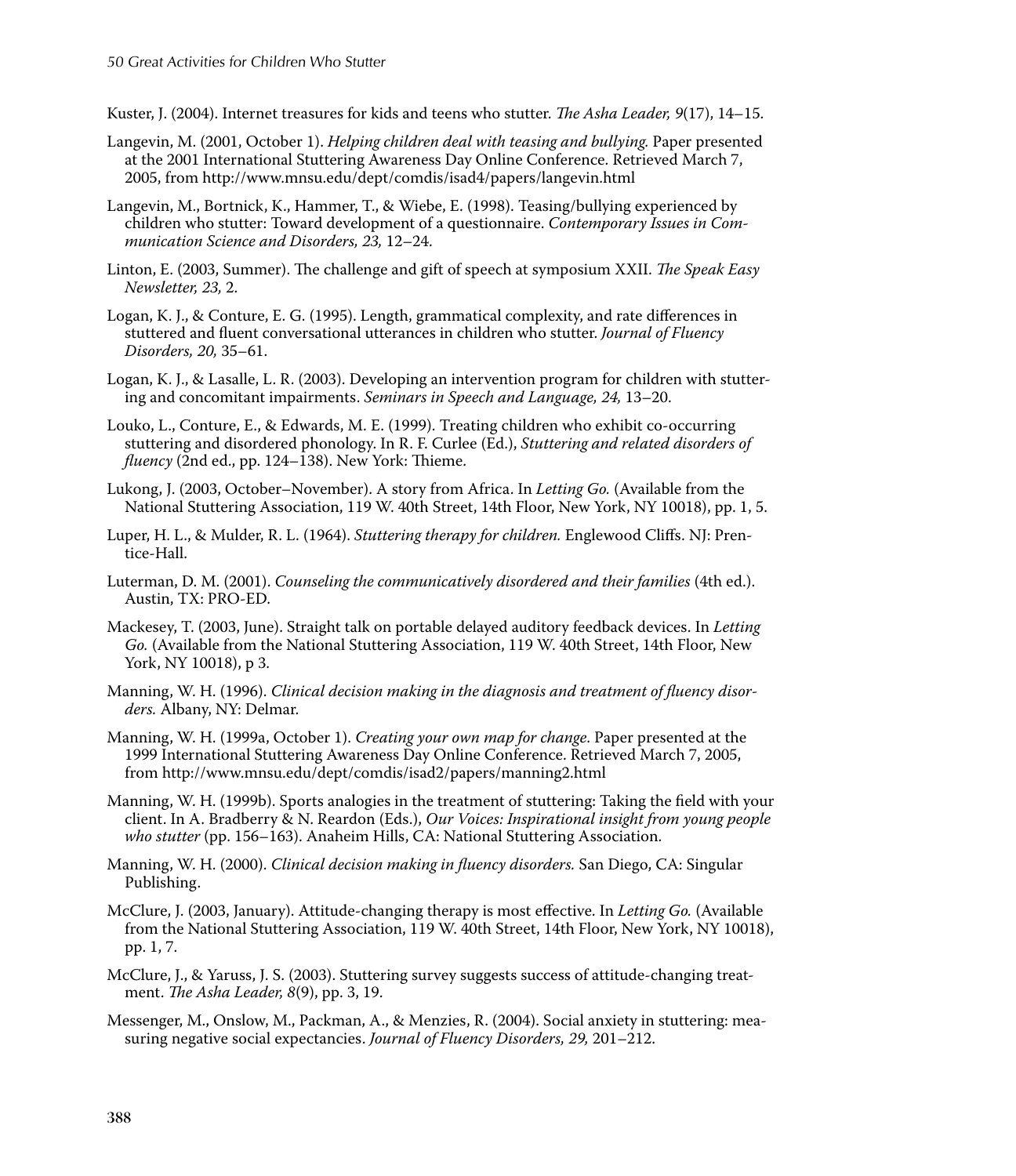Kuster, J. (2004). Internet treasures for kids and teens who stutter. *The Asha Leader, 9*(17), 14–15.

Langevin, M. (2001, October 1). *Helping children deal with teasing and bullying.* Paper presented at the 2001 International Stuttering Awareness Day Online Conference. Retrieved March 7, 2005, from http://www.mnsu.edu/dept/comdis/isad4/papers/langevin.html

Langevin, M., Bortnick, K., Hammer, T., & Wiebe, E. (1998). Teasing/bullying experienced by children who stutter: Toward development of a questionnaire. *Contemporary Issues in Communication Science and Disorders, 23,* 12–24.

Linton, E. (2003, Summer). The challenge and gift of speech at symposium XXII. *The Speak Easy Newsletter, 23,* 2.

Logan, K. J., & Conture, E. G. (1995). Length, grammatical complexity, and rate differences in stuttered and fluent conversational utterances in children who stutter. *Journal of Fluency Disorders, 20,* 35–61.

Logan, K. J., & Lasalle, L. R. (2003). Developing an intervention program for children with stuttering and concomitant impairments. *Seminars in Speech and Language, 24,* 13–20.

Louko, L., Conture, E., & Edwards, M. E. (1999). Treating children who exhibit co-occurring stuttering and disordered phonology. In R. F. Curlee (Ed.), *Stuttering and related disorders of fluency* (2nd ed., pp. 124–138). New York: Thieme.

Lukong, J. (2003, October–November). A story from Africa. In *Letting Go.* (Available from the National Stuttering Association, 119 W. 40th Street, 14th Floor, New York, NY 10018), pp. 1, 5.

Luper, H. L., & Mulder, R. L. (1964). *Stuttering therapy for children.* Englewood Cliffs. NJ: Prentice-Hall.

Luterman, D. M. (2001). *Counseling the communicatively disordered and their families* (4th ed.). Austin, TX: PRO-ED.

Mackesey, T. (2003, June). Straight talk on portable delayed auditory feedback devices. In *Letting Go.* (Available from the National Stuttering Association, 119 W. 40th Street, 14th Floor, New York, NY 10018), p 3.

Manning, W. H. (1996). *Clinical decision making in the diagnosis and treatment of fluency disorders.* Albany, NY: Delmar.

Manning, W. H. (1999a, October 1). *Creating your own map for change*. Paper presented at the 1999 International Stuttering Awareness Day Online Conference. Retrieved March 7, 2005, from http://www.mnsu.edu/dept/comdis/isad2/papers/manning2.html

Manning, W. H. (1999b). Sports analogies in the treatment of stuttering: Taking the field with your client. In A. Bradberry & N. Reardon (Eds.), *Our Voices: Inspirational insight from young people who stutter* (pp. 156–163). Anaheim Hills, CA: National Stuttering Association.

Manning, W. H. (2000). *Clinical decision making in fluency disorders.* San Diego, CA: Singular Publishing.

McClure, J. (2003, January). Attitude-changing therapy is most effective. In *Letting Go.* (Available from the National Stuttering Association, 119 W. 40th Street, 14th Floor, New York, NY 10018), pp. 1, 7.

McClure, J., & Yaruss, J. S. (2003). Stuttering survey suggests success of attitude-changing treatment. *The Asha Leader, 8*(9), pp. 3, 19.

Messenger, M., Onslow, M., Packman, A., & Menzies, R. (2004). Social anxiety in stuttering: measuring negative social expectancies. *Journal of Fluency Disorders, 29,* 201–212.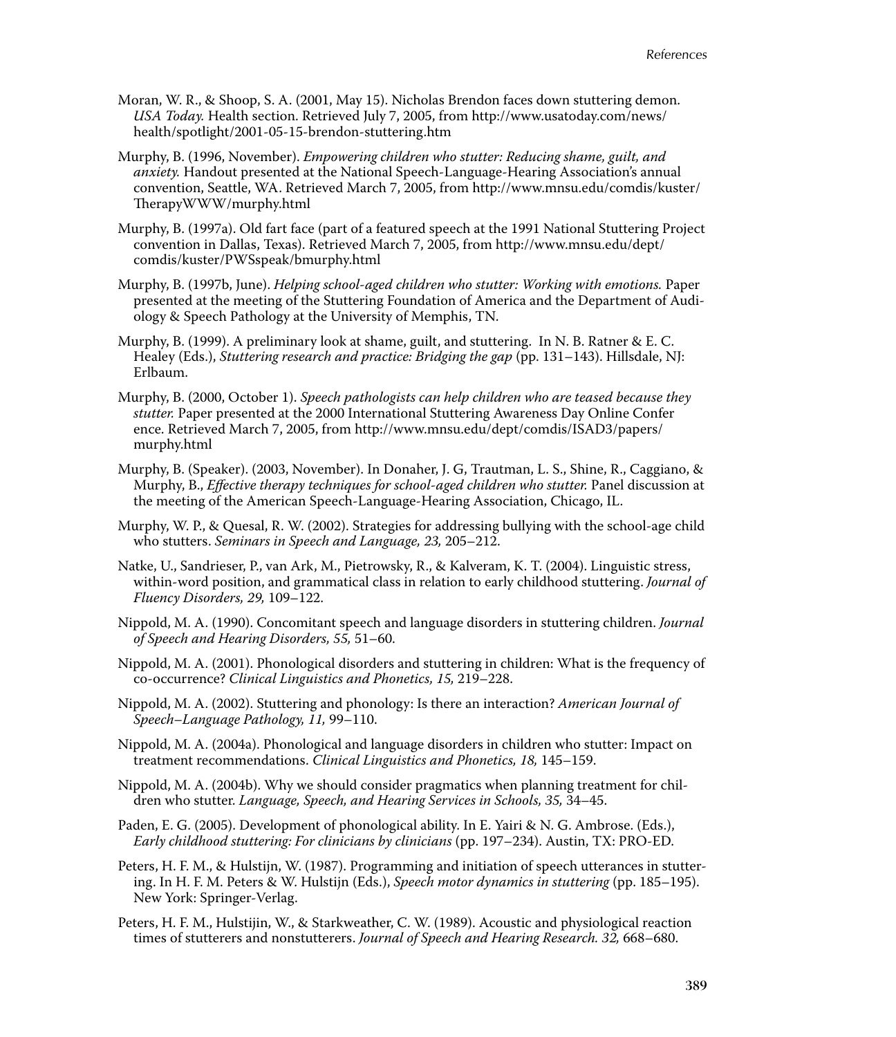Moran, W. R., & Shoop, S. A. (2001, May 15). Nicholas Brendon faces down stuttering demon. *USA Today.* Health section. Retrieved July 7, 2005, from http://www.usatoday.com/news/health/spotlight/2001-05-15-brendon-stuttering.htm

Murphy, B. (1996, November). *Empowering children who stutter: Reducing shame, guilt, and anxiety.* Handout presented at the National Speech-Language-Hearing Association's annual convention, Seattle, WA. Retrieved March 7, 2005, from http://www.mnsu.edu/comdis/kuster/TherapyWWW/murphy.html

Murphy, B. (1997a). Old fart face (part of a featured speech at the 1991 National Stuttering Project convention in Dallas, Texas). Retrieved March 7, 2005, from http://www.mnsu.edu/dept/comdis/kuster/PWSspeak/bmurphy.html

Murphy, B. (1997b, June). *Helping school-aged children who stutter: Working with emotions.* Paper presented at the meeting of the Stuttering Foundation of America and the Department of Audiology & Speech Pathology at the University of Memphis, TN.

Murphy, B. (1999). A preliminary look at shame, guilt, and stuttering. In N. B. Ratner & E. C. Healey (Eds.), *Stuttering research and practice: Bridging the gap* (pp. 131–143). Hillsdale, NJ: Erlbaum.

Murphy, B. (2000, October 1). *Speech pathologists can help children who are teased because they stutter.* Paper presented at the 2000 International Stuttering Awareness Day Online Conference. Retrieved March 7, 2005, from http://www.mnsu.edu/dept/comdis/ISAD3/papers/murphy.html

Murphy, B. (Speaker). (2003, November). In Donaher, J. G, Trautman, L. S., Shine, R., Caggiano, & Murphy, B., *Effective therapy techniques for school-aged children who stutter.* Panel discussion at the meeting of the American Speech-Language-Hearing Association, Chicago, IL.

Murphy, W. P., & Quesal, R. W. (2002). Strategies for addressing bullying with the school-age child who stutters. *Seminars in Speech and Language, 23,* 205–212.

Natke, U., Sandrieser, P., van Ark, M., Pietrowsky, R., & Kalveram, K. T. (2004). Linguistic stress, within-word position, and grammatical class in relation to early childhood stuttering. *Journal of Fluency Disorders, 29,* 109–122.

Nippold, M. A. (1990). Concomitant speech and language disorders in stuttering children. *Journal of Speech and Hearing Disorders, 55,* 51–60.

Nippold, M. A. (2001). Phonological disorders and stuttering in children: What is the frequency of co-occurrence? *Clinical Linguistics and Phonetics, 15,* 219–228.

Nippold, M. A. (2002). Stuttering and phonology: Is there an interaction? *American Journal of Speech–Language Pathology, 11,* 99–110.

Nippold, M. A. (2004a). Phonological and language disorders in children who stutter: Impact on treatment recommendations. *Clinical Linguistics and Phonetics, 18,* 145–159.

Nippold, M. A. (2004b). Why we should consider pragmatics when planning treatment for children who stutter. *Language, Speech, and Hearing Services in Schools, 35,* 34–45.

Paden, E. G. (2005). Development of phonological ability. In E. Yairi & N. G. Ambrose. (Eds.), *Early childhood stuttering: For clinicians by clinicians* (pp. 197–234). Austin, TX: PRO-ED.

Peters, H. F. M., & Hulstijn, W. (1987). Programming and initiation of speech utterances in stuttering. In H. F. M. Peters & W. Hulstijn (Eds.), *Speech motor dynamics in stuttering* (pp. 185–195). New York: Springer-Verlag.

Peters, H. F. M., Hulstijin, W., & Starkweather, C. W. (1989). Acoustic and physiological reaction times of stutterers and nonstutterers. *Journal of Speech and Hearing Research. 32,* 668–680.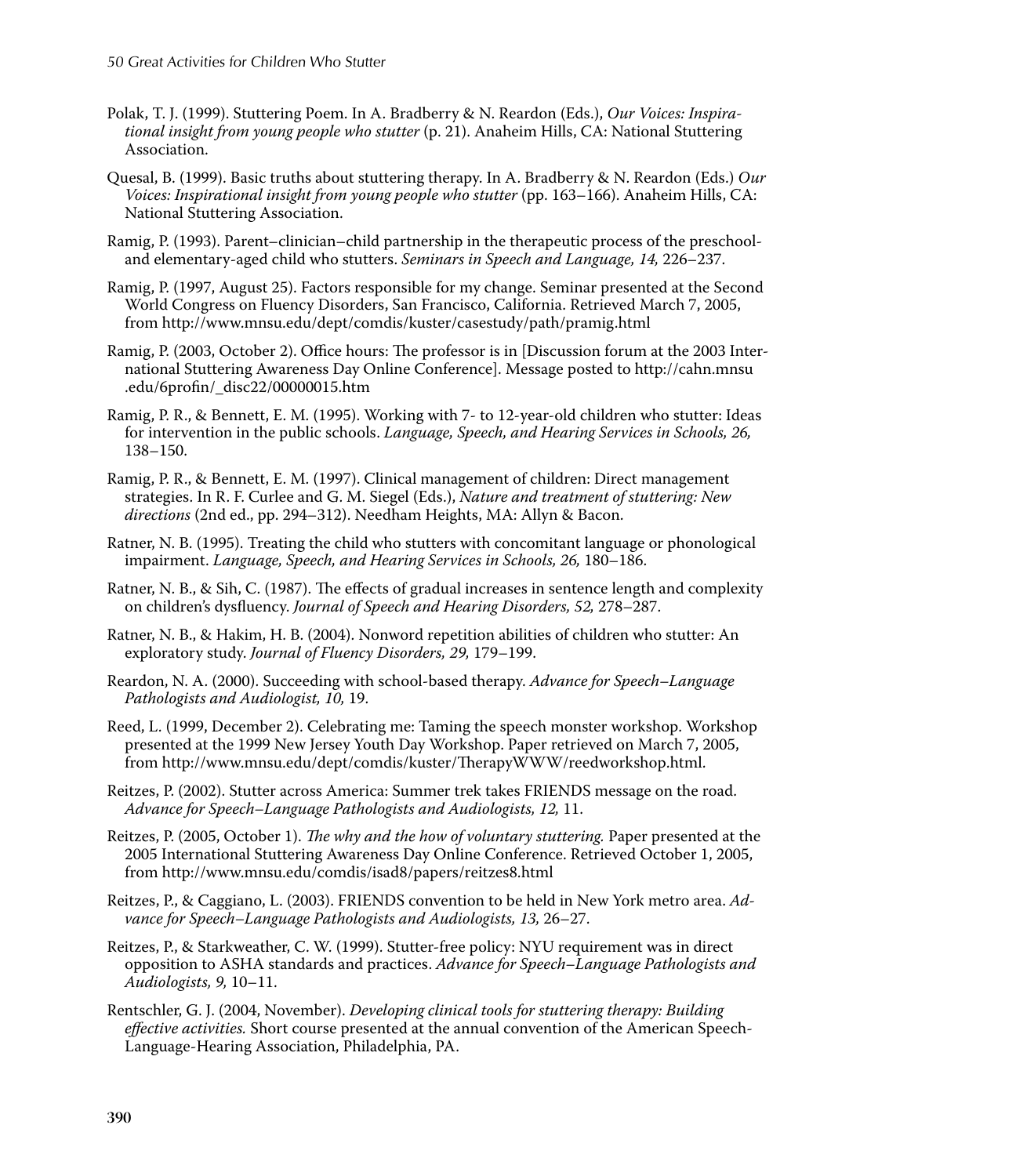Polak, T. J. (1999). Stuttering Poem. In A. Bradberry & N. Reardon (Eds.), *Our Voices: Inspirational insight from young people who stutter* (p. 21). Anaheim Hills, CA: National Stuttering Association.

Quesal, B. (1999). Basic truths about stuttering therapy. In A. Bradberry & N. Reardon (Eds.) *Our Voices: Inspirational insight from young people who stutter* (pp. 163–166). Anaheim Hills, CA: National Stuttering Association.

Ramig, P. (1993). Parent–clinician–child partnership in the therapeutic process of the preschool- and elementary-aged child who stutters. *Seminars in Speech and Language, 14,* 226–237.

Ramig, P. (1997, August 25). Factors responsible for my change. Seminar presented at the Second World Congress on Fluency Disorders, San Francisco, California. Retrieved March 7, 2005, from http://www.mnsu.edu/dept/comdis/kuster/casestudy/path/pramig.html

Ramig, P. (2003, October 2). Office hours: The professor is in [Discussion forum at the 2003 International Stuttering Awareness Day Online Conference]. Message posted to http://cahn.mnsu.edu/6profin/_disc22/00000015.htm

Ramig, P. R., & Bennett, E. M. (1995). Working with 7- to 12-year-old children who stutter: Ideas for intervention in the public schools. *Language, Speech, and Hearing Services in Schools, 26,* 138–150.

Ramig, P. R., & Bennett, E. M. (1997). Clinical management of children: Direct management strategies. In R. F. Curlee and G. M. Siegel (Eds.), *Nature and treatment of stuttering: New directions* (2nd ed., pp. 294–312). Needham Heights, MA: Allyn & Bacon.

Ratner, N. B. (1995). Treating the child who stutters with concomitant language or phonological impairment. *Language, Speech, and Hearing Services in Schools, 26,* 180–186.

Ratner, N. B., & Sih, C. (1987). The effects of gradual increases in sentence length and complexity on children's dysfluency. *Journal of Speech and Hearing Disorders, 52,* 278–287.

Ratner, N. B., & Hakim, H. B. (2004). Nonword repetition abilities of children who stutter: An exploratory study. *Journal of Fluency Disorders, 29,* 179–199.

Reardon, N. A. (2000). Succeeding with school-based therapy. *Advance for Speech–Language Pathologists and Audiologist, 10,* 19.

Reed, L. (1999, December 2). Celebrating me: Taming the speech monster workshop. Workshop presented at the 1999 New Jersey Youth Day Workshop. Paper retrieved on March 7, 2005, from http://www.mnsu.edu/dept/comdis/kuster/TherapyWWW/reedworkshop.html.

Reitzes, P. (2002). Stutter across America: Summer trek takes FRIENDS message on the road. *Advance for Speech–Language Pathologists and Audiologists, 12,* 11.

Reitzes, P. (2005, October 1). *The why and the how of voluntary stuttering.* Paper presented at the 2005 International Stuttering Awareness Day Online Conference. Retrieved October 1, 2005, from http://www.mnsu.edu/comdis/isad8/papers/reitzes8.html

Reitzes, P., & Caggiano, L. (2003). FRIENDS convention to be held in New York metro area. *Advance for Speech–Language Pathologists and Audiologists, 13,* 26–27.

Reitzes, P., & Starkweather, C. W. (1999). Stutter-free policy: NYU requirement was in direct opposition to ASHA standards and practices. *Advance for Speech–Language Pathologists and Audiologists, 9,* 10–11.

Rentschler, G. J. (2004, November). *Developing clinical tools for stuttering therapy: Building effective activities.* Short course presented at the annual convention of the American Speech-Language-Hearing Association, Philadelphia, PA.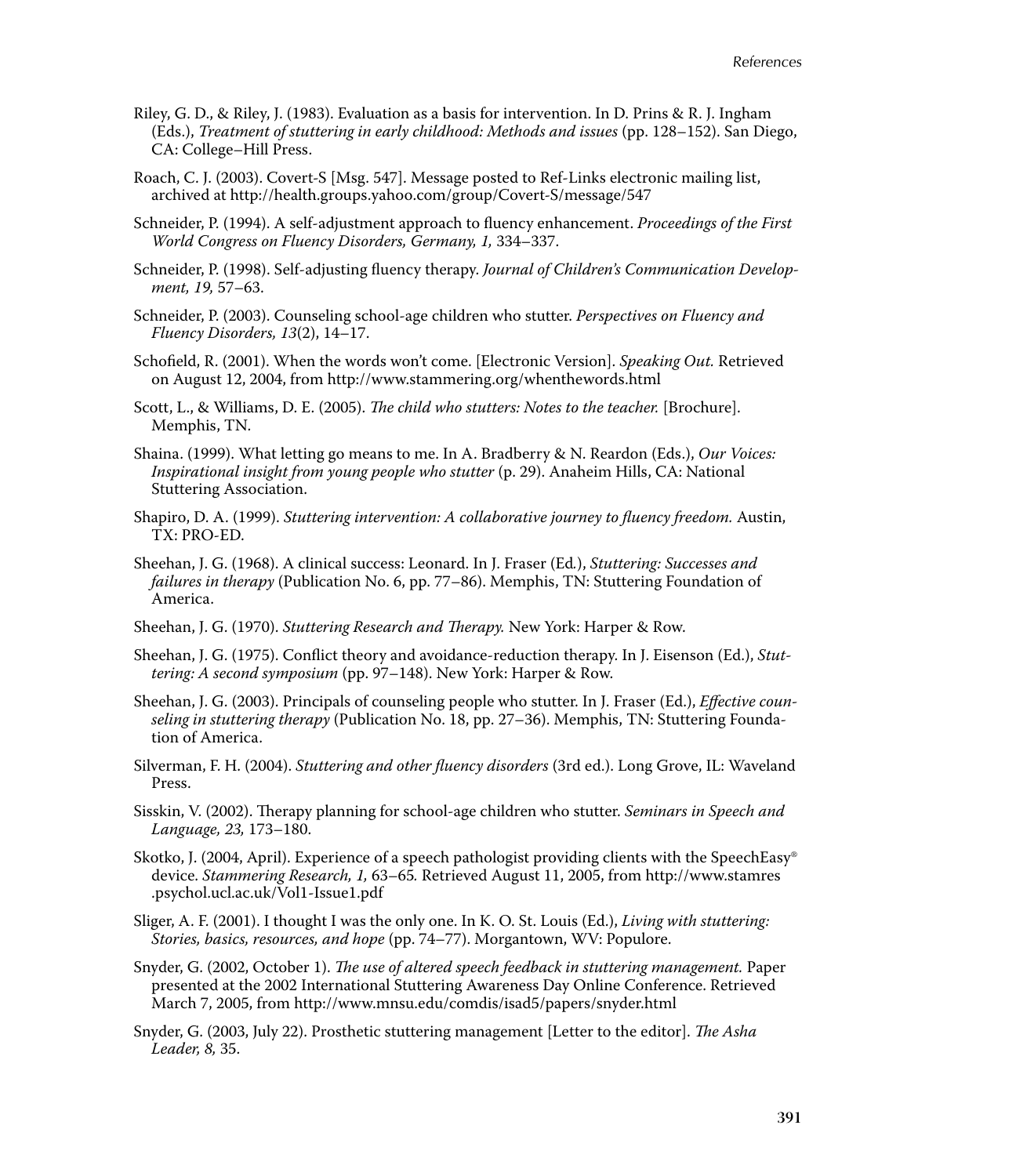Riley, G. D., & Riley, J. (1983). Evaluation as a basis for intervention. In D. Prins & R. J. Ingham (Eds.), *Treatment of stuttering in early childhood: Methods and issues* (pp. 128–152). San Diego, CA: College–Hill Press.

Roach, C. J. (2003). Covert-S [Msg. 547]. Message posted to Ref-Links electronic mailing list, archived at http://health.groups.yahoo.com/group/Covert-S/message/547

Schneider, P. (1994). A self-adjustment approach to fluency enhancement. *Proceedings of the First World Congress on Fluency Disorders, Germany, 1,* 334–337.

Schneider, P. (1998). Self-adjusting fluency therapy. *Journal of Children's Communication Development, 19,* 57–63.

Schneider, P. (2003). Counseling school-age children who stutter. *Perspectives on Fluency and Fluency Disorders, 13*(2), 14–17.

Schofield, R. (2001). When the words won't come. [Electronic Version]. *Speaking Out.* Retrieved on August 12, 2004, from http://www.stammering.org/whenthewords.html

Scott, L., & Williams, D. E. (2005). *The child who stutters: Notes to the teacher.* [Brochure]. Memphis, TN.

Shaina. (1999). What letting go means to me. In A. Bradberry & N. Reardon (Eds.), *Our Voices: Inspirational insight from young people who stutter* (p. 29). Anaheim Hills, CA: National Stuttering Association.

Shapiro, D. A. (1999). *Stuttering intervention: A collaborative journey to fluency freedom.* Austin, TX: PRO-ED.

Sheehan, J. G. (1968). A clinical success: Leonard. In J. Fraser (Ed.), *Stuttering: Successes and failures in therapy* (Publication No. 6, pp. 77–86). Memphis, TN: Stuttering Foundation of America.

Sheehan, J. G. (1970). *Stuttering Research and Therapy.* New York: Harper & Row.

Sheehan, J. G. (1975). Conflict theory and avoidance-reduction therapy. In J. Eisenson (Ed.), *Stuttering: A second symposium* (pp. 97–148). New York: Harper & Row.

Sheehan, J. G. (2003). Principals of counseling people who stutter. In J. Fraser (Ed.), *Effective counseling in stuttering therapy* (Publication No. 18, pp. 27–36). Memphis, TN: Stuttering Foundation of America.

Silverman, F. H. (2004). *Stuttering and other fluency disorders* (3rd ed.). Long Grove, IL: Waveland Press.

Sisskin, V. (2002). Therapy planning for school-age children who stutter. *Seminars in Speech and Language, 23,* 173–180.

Skotko, J. (2004, April). Experience of a speech pathologist providing clients with the SpeechEasy® device. *Stammering Research, 1,* 63–65. Retrieved August 11, 2005, from http://www.stamres.psychol.ucl.ac.uk/Vol1-Issue1.pdf

Sliger, A. F. (2001). I thought I was the only one. In K. O. St. Louis (Ed.), *Living with stuttering: Stories, basics, resources, and hope* (pp. 74–77). Morgantown, WV: Populore.

Snyder, G. (2002, October 1). *The use of altered speech feedback in stuttering management.* Paper presented at the 2002 International Stuttering Awareness Day Online Conference. Retrieved March 7, 2005, from http://www.mnsu.edu/comdis/isad5/papers/snyder.html

Snyder, G. (2003, July 22). Prosthetic stuttering management [Letter to the editor]. *The Asha Leader, 8,* 35.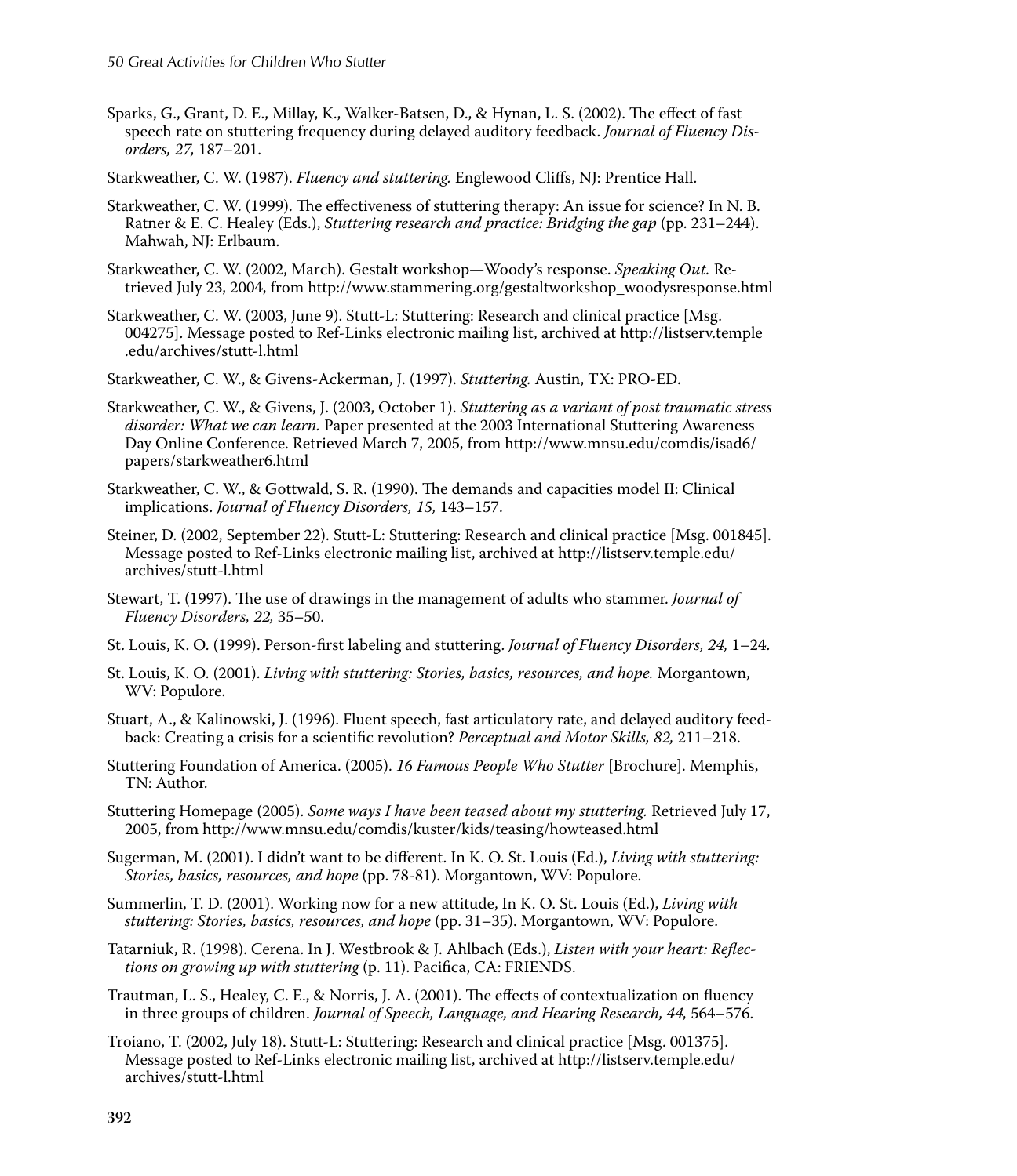Sparks, G., Grant, D. E., Millay, K., Walker-Batsen, D., & Hynan, L. S. (2002). The effect of fast speech rate on stuttering frequency during delayed auditory feedback. *Journal of Fluency Disorders, 27,* 187–201.

Starkweather, C. W. (1987). *Fluency and stuttering.* Englewood Cliffs, NJ: Prentice Hall.

Starkweather, C. W. (1999). The effectiveness of stuttering therapy: An issue for science? In N. B. Ratner & E. C. Healey (Eds.), *Stuttering research and practice: Bridging the gap* (pp. 231–244). Mahwah, NJ: Erlbaum.

Starkweather, C. W. (2002, March). Gestalt workshop—Woody's response. *Speaking Out.* Retrieved July 23, 2004, from http://www.stammering.org/gestaltworkshop_woodysresponse.html

Starkweather, C. W. (2003, June 9). Stutt-L: Stuttering: Research and clinical practice [Msg. 004275]. Message posted to Ref-Links electronic mailing list, archived at http://listserv.temple.edu/archives/stutt-l.html

Starkweather, C. W., & Givens-Ackerman, J. (1997). *Stuttering.* Austin, TX: PRO-ED.

Starkweather, C. W., & Givens, J. (2003, October 1). *Stuttering as a variant of post traumatic stress disorder: What we can learn.* Paper presented at the 2003 International Stuttering Awareness Day Online Conference. Retrieved March 7, 2005, from http://www.mnsu.edu/comdis/isad6/papers/starkweather6.html

Starkweather, C. W., & Gottwald, S. R. (1990). The demands and capacities model II: Clinical implications. *Journal of Fluency Disorders, 15,* 143–157.

Steiner, D. (2002, September 22). Stutt-L: Stuttering: Research and clinical practice [Msg. 001845]. Message posted to Ref-Links electronic mailing list, archived at http://listserv.temple.edu/archives/stutt-l.html

Stewart, T. (1997). The use of drawings in the management of adults who stammer. *Journal of Fluency Disorders, 22,* 35–50.

St. Louis, K. O. (1999). Person-first labeling and stuttering. *Journal of Fluency Disorders, 24,* 1–24.

St. Louis, K. O. (2001). *Living with stuttering: Stories, basics, resources, and hope.* Morgantown, WV: Populore.

Stuart, A., & Kalinowski, J. (1996). Fluent speech, fast articulatory rate, and delayed auditory feedback: Creating a crisis for a scientific revolution? *Perceptual and Motor Skills, 82,* 211–218.

Stuttering Foundation of America. (2005). *16 Famous People Who Stutter* [Brochure]. Memphis, TN: Author.

Stuttering Homepage (2005). *Some ways I have been teased about my stuttering.* Retrieved July 17, 2005, from http://www.mnsu.edu/comdis/kuster/kids/teasing/howteased.html

Sugerman, M. (2001). I didn't want to be different. In K. O. St. Louis (Ed.), *Living with stuttering: Stories, basics, resources, and hope* (pp. 78-81). Morgantown, WV: Populore.

Summerlin, T. D. (2001). Working now for a new attitude, In K. O. St. Louis (Ed.), *Living with stuttering: Stories, basics, resources, and hope* (pp. 31–35). Morgantown, WV: Populore.

Tatarniuk, R. (1998). Cerena. In J. Westbrook & J. Ahlbach (Eds.), *Listen with your heart: Reflections on growing up with stuttering* (p. 11). Pacifica, CA: FRIENDS.

Trautman, L. S., Healey, C. E., & Norris, J. A. (2001). The effects of contextualization on fluency in three groups of children. *Journal of Speech, Language, and Hearing Research, 44,* 564–576.

Troiano, T. (2002, July 18). Stutt-L: Stuttering: Research and clinical practice [Msg. 001375]. Message posted to Ref-Links electronic mailing list, archived at http://listserv.temple.edu/archives/stutt-l.html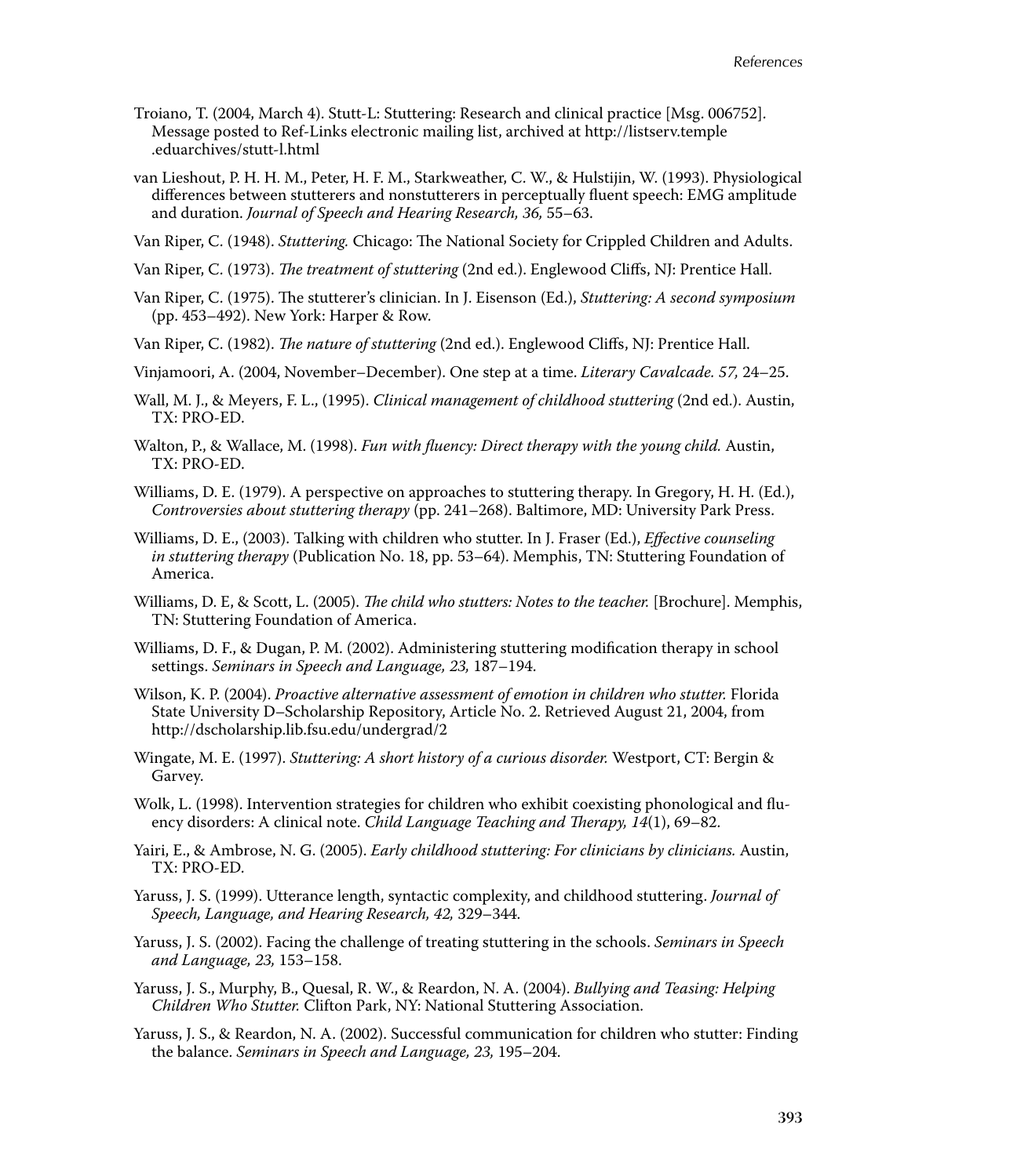Troiano, T. (2004, March 4). Stutt-L: Stuttering: Research and clinical practice [Msg. 006752]. Message posted to Ref-Links electronic mailing list, archived at http://listserv.temple.eduarchives/stutt-l.html

van Lieshout, P. H. H. M., Peter, H. F. M., Starkweather, C. W., & Hulstijin, W. (1993). Physiological differences between stutterers and nonstutterers in perceptually fluent speech: EMG amplitude and duration. *Journal of Speech and Hearing Research, 36,* 55–63.

Van Riper, C. (1948). *Stuttering.* Chicago: The National Society for Crippled Children and Adults.

Van Riper, C. (1973). *The treatment of stuttering* (2nd ed.). Englewood Cliffs, NJ: Prentice Hall.

Van Riper, C. (1975). The stutterer's clinician. In J. Eisenson (Ed.), *Stuttering: A second symposium* (pp. 453–492). New York: Harper & Row.

Van Riper, C. (1982). *The nature of stuttering* (2nd ed.). Englewood Cliffs, NJ: Prentice Hall.

Vinjamoori, A. (2004, November–December). One step at a time. *Literary Cavalcade. 57,* 24–25.

Wall, M. J., & Meyers, F. L., (1995). *Clinical management of childhood stuttering* (2nd ed.). Austin, TX: PRO-ED.

Walton, P., & Wallace, M. (1998). *Fun with fluency: Direct therapy with the young child.* Austin, TX: PRO-ED.

Williams, D. E. (1979). A perspective on approaches to stuttering therapy. In Gregory, H. H. (Ed.), *Controversies about stuttering therapy* (pp. 241–268). Baltimore, MD: University Park Press.

Williams, D. E., (2003). Talking with children who stutter. In J. Fraser (Ed.), *Effective counseling in stuttering therapy* (Publication No. 18, pp. 53–64). Memphis, TN: Stuttering Foundation of America.

Williams, D. E, & Scott, L. (2005). *The child who stutters: Notes to the teacher.* [Brochure]. Memphis, TN: Stuttering Foundation of America.

Williams, D. F., & Dugan, P. M. (2002). Administering stuttering modification therapy in school settings. *Seminars in Speech and Language, 23,* 187–194.

Wilson, K. P. (2004). *Proactive alternative assessment of emotion in children who stutter.* Florida State University D–Scholarship Repository, Article No. 2. Retrieved August 21, 2004, from http://dscholarship.lib.fsu.edu/undergrad/2

Wingate, M. E. (1997). *Stuttering: A short history of a curious disorder.* Westport, CT: Bergin & Garvey.

Wolk, L. (1998). Intervention strategies for children who exhibit coexisting phonological and fluency disorders: A clinical note. *Child Language Teaching and Therapy, 14*(1), 69–82.

Yairi, E., & Ambrose, N. G. (2005). *Early childhood stuttering: For clinicians by clinicians.* Austin, TX: PRO-ED.

Yaruss, J. S. (1999). Utterance length, syntactic complexity, and childhood stuttering. *Journal of Speech, Language, and Hearing Research, 42,* 329–344.

Yaruss, J. S. (2002). Facing the challenge of treating stuttering in the schools. *Seminars in Speech and Language, 23,* 153–158.

Yaruss, J. S., Murphy, B., Quesal, R. W., & Reardon, N. A. (2004). *Bullying and Teasing: Helping Children Who Stutter.* Clifton Park, NY: National Stuttering Association.

Yaruss, J. S., & Reardon, N. A. (2002). Successful communication for children who stutter: Finding the balance. *Seminars in Speech and Language, 23,* 195–204.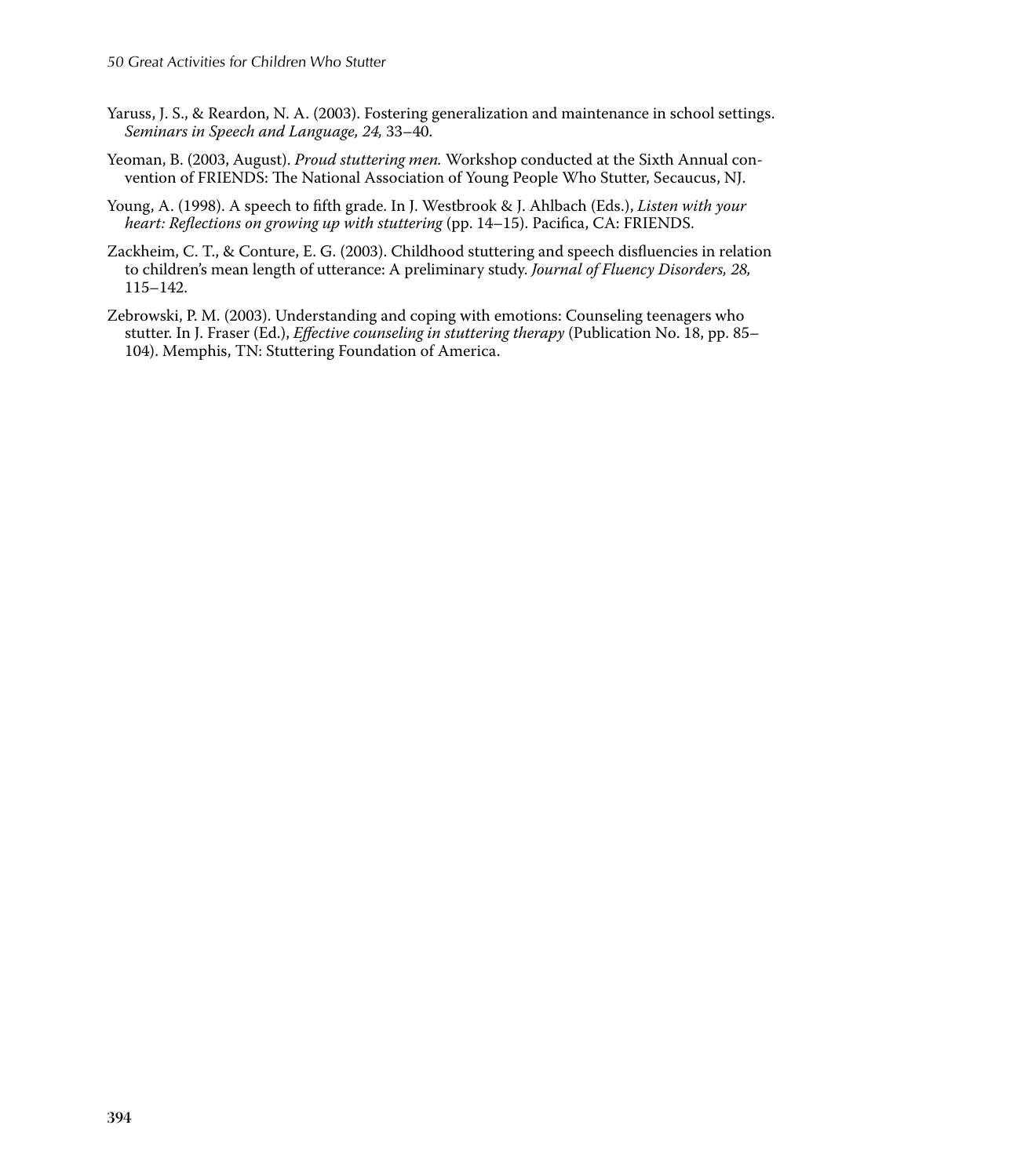Yaruss, J. S., & Reardon, N. A. (2003). Fostering generalization and maintenance in school settings. *Seminars in Speech and Language, 24,* 33–40.

Yeoman, B. (2003, August). *Proud stuttering men.* Workshop conducted at the Sixth Annual convention of FRIENDS: The National Association of Young People Who Stutter, Secaucus, NJ.

Young, A. (1998). A speech to fifth grade. In J. Westbrook & J. Ahlbach (Eds.), *Listen with your heart: Reflections on growing up with stuttering* (pp. 14–15). Pacifica, CA: FRIENDS.

Zackheim, C. T., & Conture, E. G. (2003). Childhood stuttering and speech disfluencies in relation to children's mean length of utterance: A preliminary study. *Journal of Fluency Disorders, 28,* 115–142.

Zebrowski, P. M. (2003). Understanding and coping with emotions: Counseling teenagers who stutter. In J. Fraser (Ed.), *Effective counseling in stuttering therapy* (Publication No. 18, pp. 85–104). Memphis, TN: Stuttering Foundation of America.